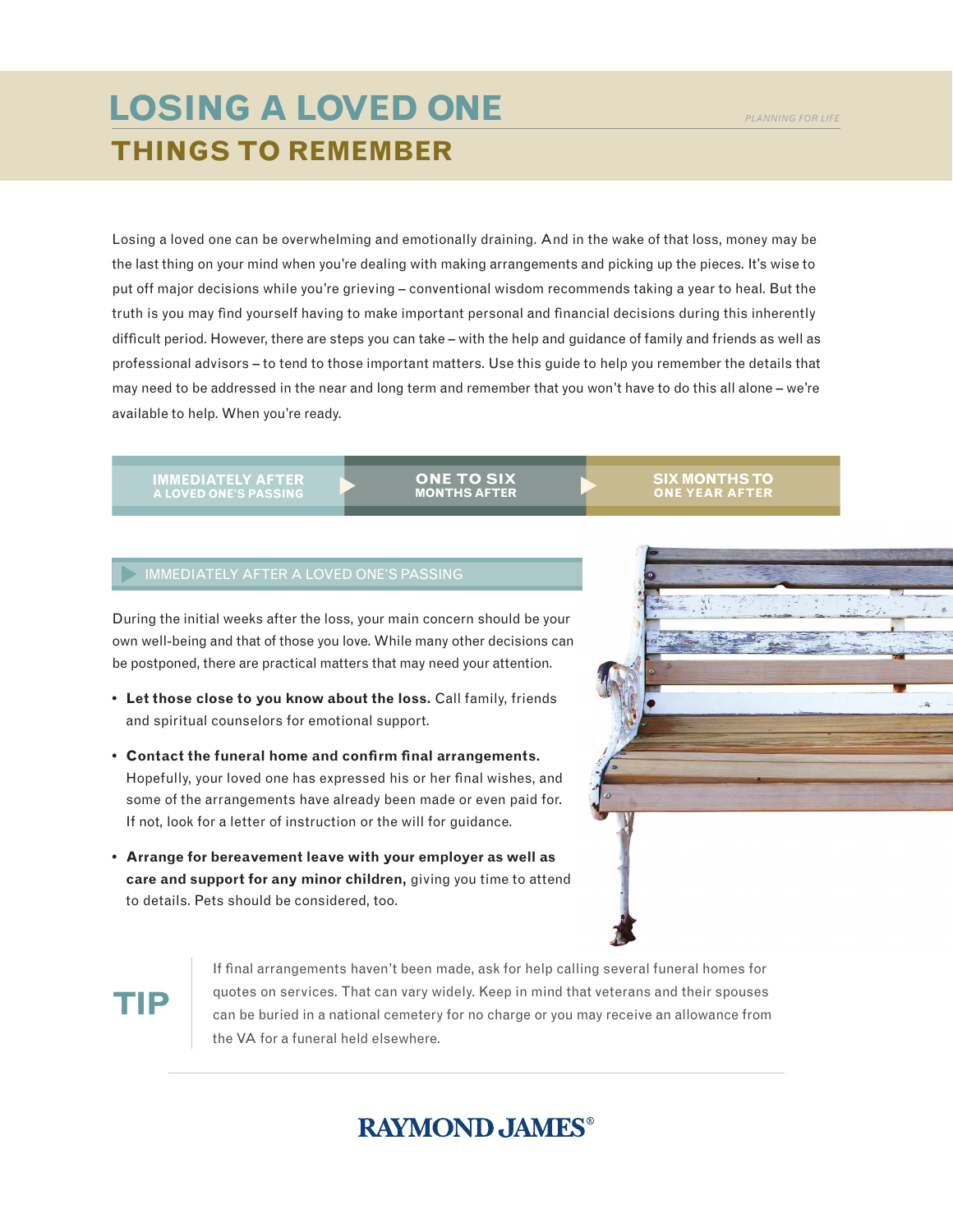# LOSING A LOVED ONE

## THINGS TO REMEMBER

*PLANNING FOR LIFE*

Losing a loved one can be overwhelming and emotionally draining. And in the wake of that loss, money may be the last thing on your mind when you're dealing with making arrangements and picking up the pieces. It's wise to put off major decisions while you're grieving – conventional wisdom recommends taking a year to heal. But the truth is you may find yourself having to make important personal and financial decisions during this inherently difficult period. However, there are steps you can take – with the help and guidance of family and friends as well as professional advisors – to tend to those important matters. Use this guide to help you remember the details that may need to be addressed in the near and long term and remember that you won't have to do this all alone – we're available to help. When you're ready.

**IMMEDIATELY AFTER A LOVED ONE'S PASSING** ▶ **ONE TO SIX MONTHS AFTER** ▶ **SIX MONTHS TO ONE YEAR AFTER**

### IMMEDIATELY AFTER A LOVED ONE'S PASSING

During the initial weeks after the loss, your main concern should be your own well-being and that of those you love. While many other decisions can be postponed, there are practical matters that may need your attention.

- **Let those close to you know about the loss.** Call family, friends and spiritual counselors for emotional support.
- **Contact the funeral home and confirm final arrangements.** Hopefully, your loved one has expressed his or her final wishes, and some of the arrangements have already been made or even paid for. If not, look for a letter of instruction or the will for guidance.
- **Arrange for bereavement leave with your employer as well as care and support for any minor children,** giving you time to attend to details. Pets should be considered, too.

**TIP**

If final arrangements haven't been made, ask for help calling several funeral homes for quotes on services. That can vary widely. Keep in mind that veterans and their spouses can be buried in a national cemetery for no charge or you may receive an allowance from the VA for a funeral held elsewhere.

RAYMOND JAMES®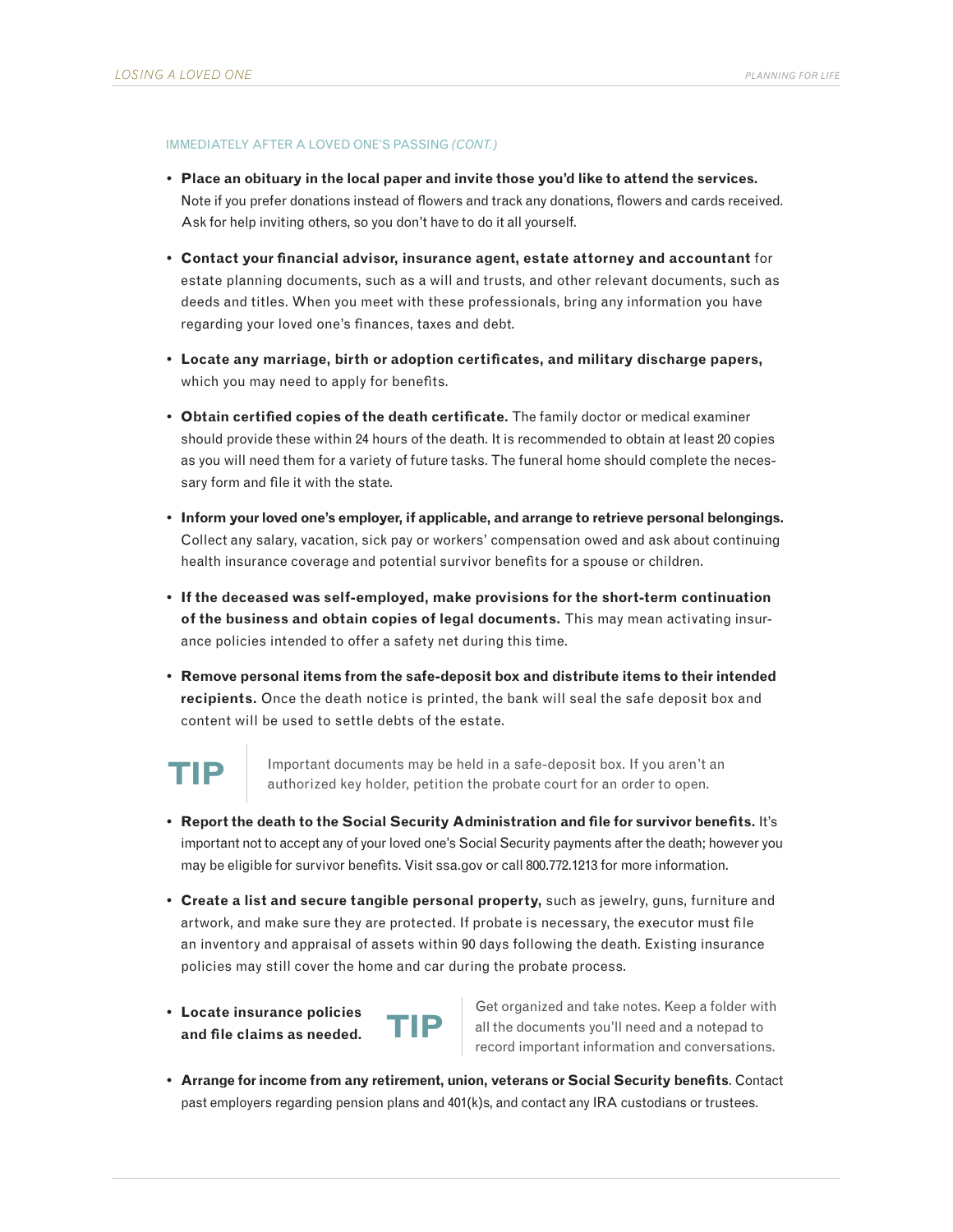### IMMEDIATELY AFTER A LOVED ONE'S PASSING *(CONT.)*

- **Place an obituary in the local paper and invite those you'd like to attend the services.** Note if you prefer donations instead of flowers and track any donations, flowers and cards received. Ask for help inviting others, so you don't have to do it all yourself.
- **Contact your financial advisor, insurance agent, estate attorney and accountant** for estate planning documents, such as a will and trusts, and other relevant documents, such as deeds and titles. When you meet with these professionals, bring any information you have regarding your loved one's finances, taxes and debt.
- **Locate any marriage, birth or adoption certificates, and military discharge papers,** which you may need to apply for benefits.
- **Obtain certified copies of the death certificate.** The family doctor or medical examiner should provide these within 24 hours of the death. It is recommended to obtain at least 20 copies as you will need them for a variety of future tasks. The funeral home should complete the necessary form and file it with the state.
- **Inform your loved one's employer, if applicable, and arrange to retrieve personal belongings.** Collect any salary, vacation, sick pay or workers' compensation owed and ask about continuing health insurance coverage and potential survivor benefits for a spouse or children.
- **If the deceased was self-employed, make provisions for the short-term continuation of the business and obtain copies of legal documents.** This may mean activating insurance policies intended to offer a safety net during this time.
- **Remove personal items from the safe-deposit box and distribute items to their intended recipients.** Once the death notice is printed, the bank will seal the safe deposit box and content will be used to settle debts of the estate.

**TIP** Important documents may be held in a safe-deposit box. If you aren't an authorized key holder, petition the probate court for an order to open.

- **Report the death to the Social Security Administration and file for survivor benefits.** It's important not to accept any of your loved one's Social Security payments after the death; however you may be eligible for survivor benefits. Visit ssa.gov or call 800.772.1213 for more information.
- **Create a list and secure tangible personal property,** such as jewelry, guns, furniture and artwork, and make sure they are protected. If probate is necessary, the executor must file an inventory and appraisal of assets within 90 days following the death. Existing insurance policies may still cover the home and car during the probate process.
- **Locate insurance policies and file claims as needed.**

**TIP** Get organized and take notes. Keep a folder with all the documents you'll need and a notepad to record important information and conversations.

- **Arrange for income from any retirement, union, veterans or Social Security benefits**. Contact past employers regarding pension plans and 401(k)s, and contact any IRA custodians or trustees.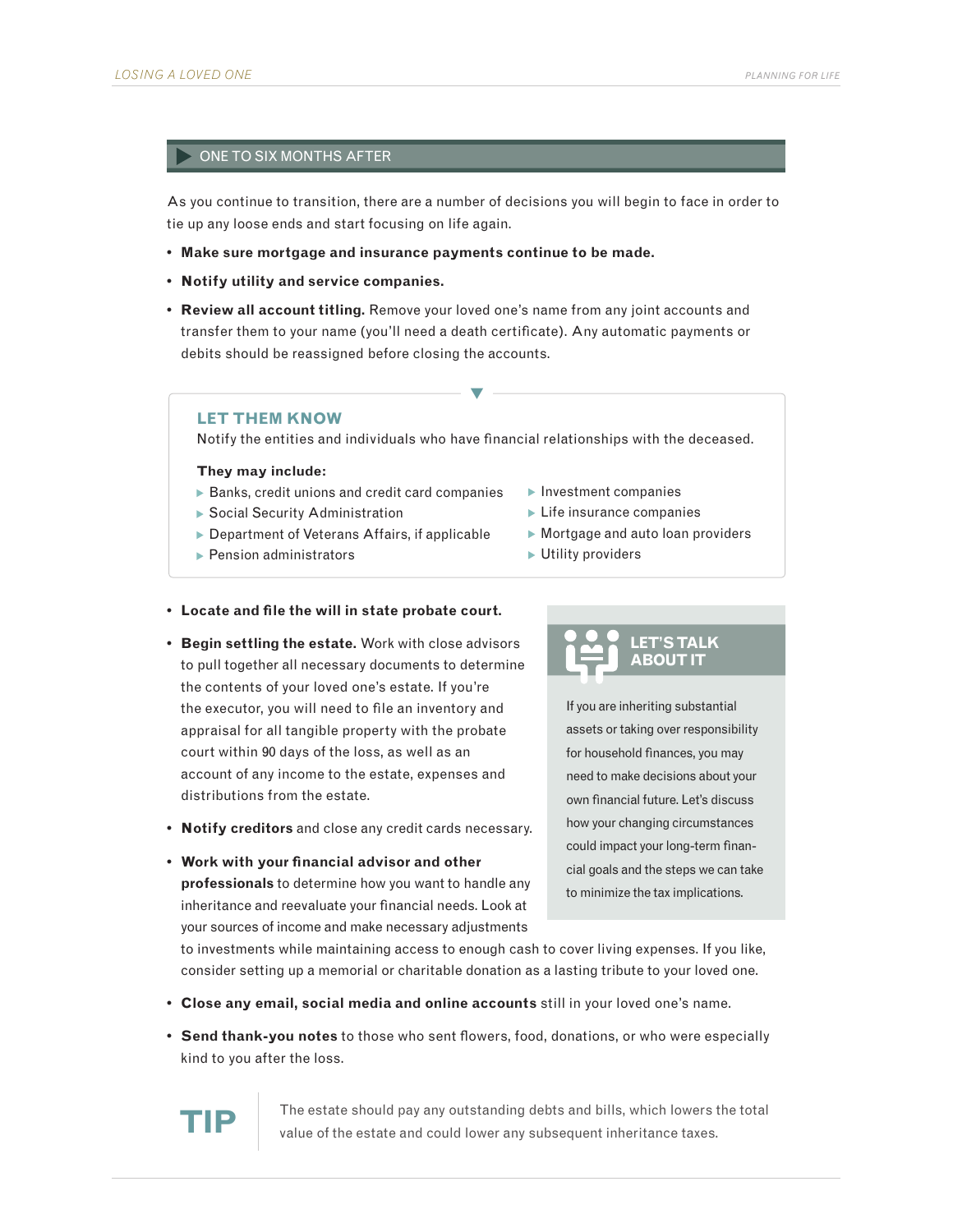## ONE TO SIX MONTHS AFTER

As you continue to transition, there are a number of decisions you will begin to face in order to tie up any loose ends and start focusing on life again.

- **Make sure mortgage and insurance payments continue to be made.**
- **Notify utility and service companies.**
- **Review all account titling.** Remove your loved one's name from any joint accounts and transfer them to your name (you'll need a death certificate). Any automatic payments or debits should be reassigned before closing the accounts.

### LET THEM KNOW

Notify the entities and individuals who have financial relationships with the deceased.

**They may include:**

- Banks, credit unions and credit card companies
- Social Security Administration
- Department of Veterans Affairs, if applicable
- Pension administrators
- Investment companies
- Life insurance companies
- Mortgage and auto loan providers
- Utility providers

- **Locate and file the will in state probate court.**
- **Begin settling the estate.** Work with close advisors to pull together all necessary documents to determine the contents of your loved one's estate. If you're the executor, you will need to file an inventory and appraisal for all tangible property with the probate court within 90 days of the loss, as well as an account of any income to the estate, expenses and distributions from the estate.
- **Notify creditors** and close any credit cards necessary.
- **Work with your financial advisor and other professionals** to determine how you want to handle any inheritance and reevaluate your financial needs. Look at your sources of income and make necessary adjustments to investments while maintaining access to enough cash to cover living expenses. If you like, consider setting up a memorial or charitable donation as a lasting tribute to your loved one.
- **Close any email, social media and online accounts** still in your loved one's name.
- **Send thank-you notes** to those who sent flowers, food, donations, or who were especially kind to you after the loss.

### LET'S TALK ABOUT IT

If you are inheriting substantial assets or taking over responsibility for household finances, you may need to make decisions about your own financial future. Let's discuss how your changing circumstances could impact your long-term financial goals and the steps we can take to minimize the tax implications.

**TIP**

The estate should pay any outstanding debts and bills, which lowers the total value of the estate and could lower any subsequent inheritance taxes.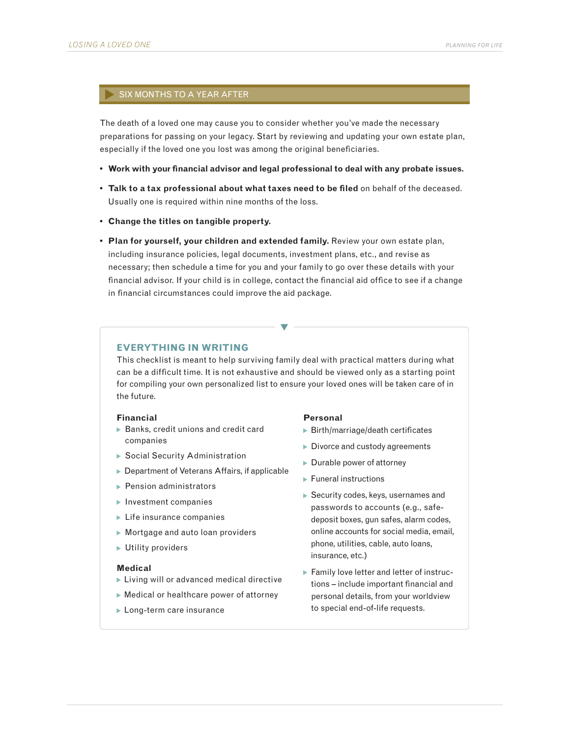## SIX MONTHS TO A YEAR AFTER

The death of a loved one may cause you to consider whether you've made the necessary preparations for passing on your legacy. Start by reviewing and updating your own estate plan, especially if the loved one you lost was among the original beneficiaries.

- **Work with your financial advisor and legal professional to deal with any probate issues.**
- **Talk to a tax professional about what taxes need to be filed** on behalf of the deceased. Usually one is required within nine months of the loss.
- **Change the titles on tangible property.**
- **Plan for yourself, your children and extended family.** Review your own estate plan, including insurance policies, legal documents, investment plans, etc., and revise as necessary; then schedule a time for you and your family to go over these details with your financial advisor. If your child is in college, contact the financial aid office to see if a change in financial circumstances could improve the aid package.

### EVERYTHING IN WRITING

This checklist is meant to help surviving family deal with practical matters during what can be a difficult time. It is not exhaustive and should be viewed only as a starting point for compiling your own personalized list to ensure your loved ones will be taken care of in the future.

**Financial**

- Banks, credit unions and credit card companies
- Social Security Administration
- Department of Veterans Affairs, if applicable
- Pension administrators
- Investment companies
- Life insurance companies
- Mortgage and auto loan providers
- Utility providers

**Medical**

- Living will or advanced medical directive
- Medical or healthcare power of attorney
- Long-term care insurance

**Personal**

- Birth/marriage/death certificates
- Divorce and custody agreements
- Durable power of attorney
- Funeral instructions
- Security codes, keys, usernames and passwords to accounts (e.g., safe-deposit boxes, gun safes, alarm codes, online accounts for social media, email, phone, utilities, cable, auto loans, insurance, etc.)
- Family love letter and letter of instructions – include important financial and personal details, from your worldview to special end-of-life requests.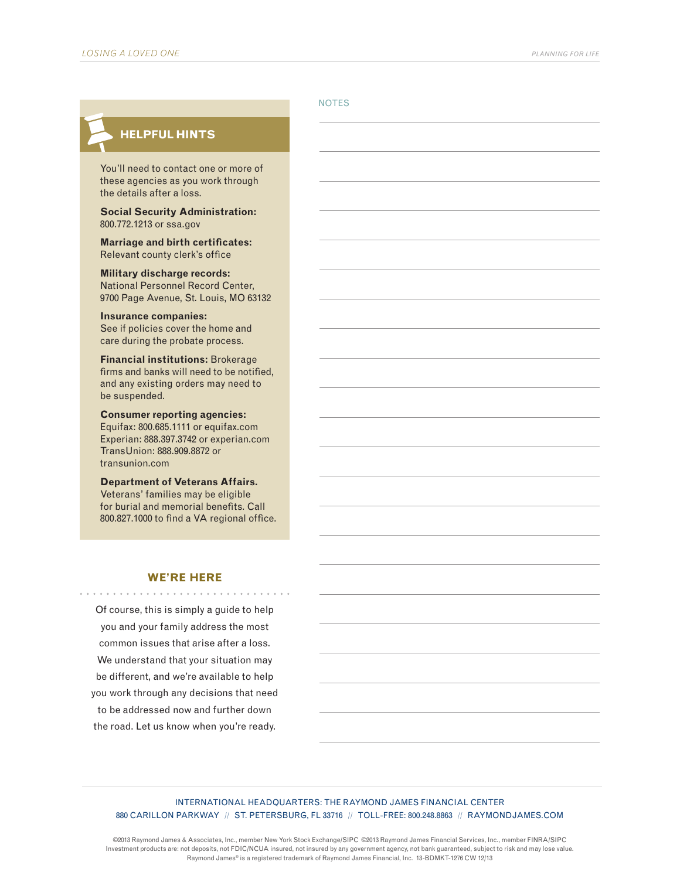## HELPFUL HINTS

You'll need to contact one or more of these agencies as you work through the details after a loss.

**Social Security Administration:** 800.772.1213 or ssa.gov

**Marriage and birth certificates:** Relevant county clerk's office

**Military discharge records:** National Personnel Record Center, 9700 Page Avenue, St. Louis, MO 63132

**Insurance companies:** See if policies cover the home and care during the probate process.

**Financial institutions:** Brokerage firms and banks will need to be notified, and any existing orders may need to be suspended.

**Consumer reporting agencies:**
Equifax: 800.685.1111 or equifax.com
Experian: 888.397.3742 or experian.com
TransUnion: 888.909.8872 or transunion.com

**Department of Veterans Affairs.** Veterans' families may be eligible for burial and memorial benefits. Call 800.827.1000 to find a VA regional office.

## WE'RE HERE

Of course, this is simply a guide to help you and your family address the most common issues that arise after a loss. We understand that your situation may be different, and we're available to help you work through any decisions that need to be addressed now and further down the road. Let us know when you're ready.

NOTES

INTERNATIONAL HEADQUARTERS: THE RAYMOND JAMES FINANCIAL CENTER
880 CARILLON PARKWAY // ST. PETERSBURG, FL 33716 // TOLL-FREE: 800.248.8863 // RAYMONDJAMES.COM

©2013 Raymond James & Associates, Inc., member New York Stock Exchange/SIPC ©2013 Raymond James Financial Services, Inc., member FINRA/SIPC
Investment products are: not deposits, not FDIC/NCUA insured, not insured by any government agency, not bank guaranteed, subject to risk and may lose value.
Raymond James® is a registered trademark of Raymond James Financial, Inc. 13-BDMKT-1276 CW 12/13